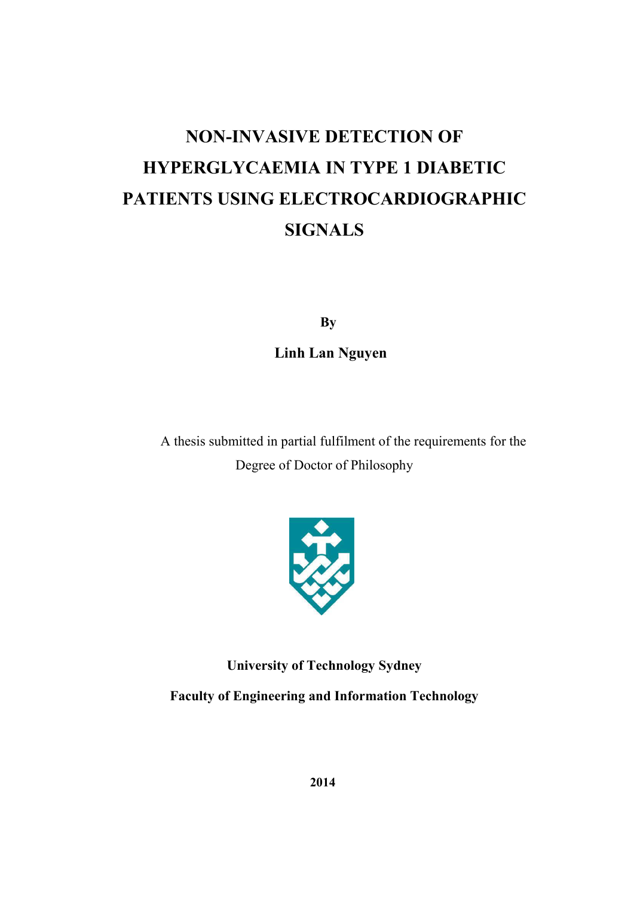# NON-INVASIVE DETECTION OF HYPERGLYCAEMIA IN TYPE 1 DIABETIC PATIENTS USING ELECTROCARDIOGRAPHIC SIGNALS

**By**

**Linh Lan Nguyen**

A thesis submitted in partial fulfilment of the requirements for the Degree of Doctor of Philosophy

**University of Technology Sydney**

**Faculty of Engineering and Information Technology**

**2014**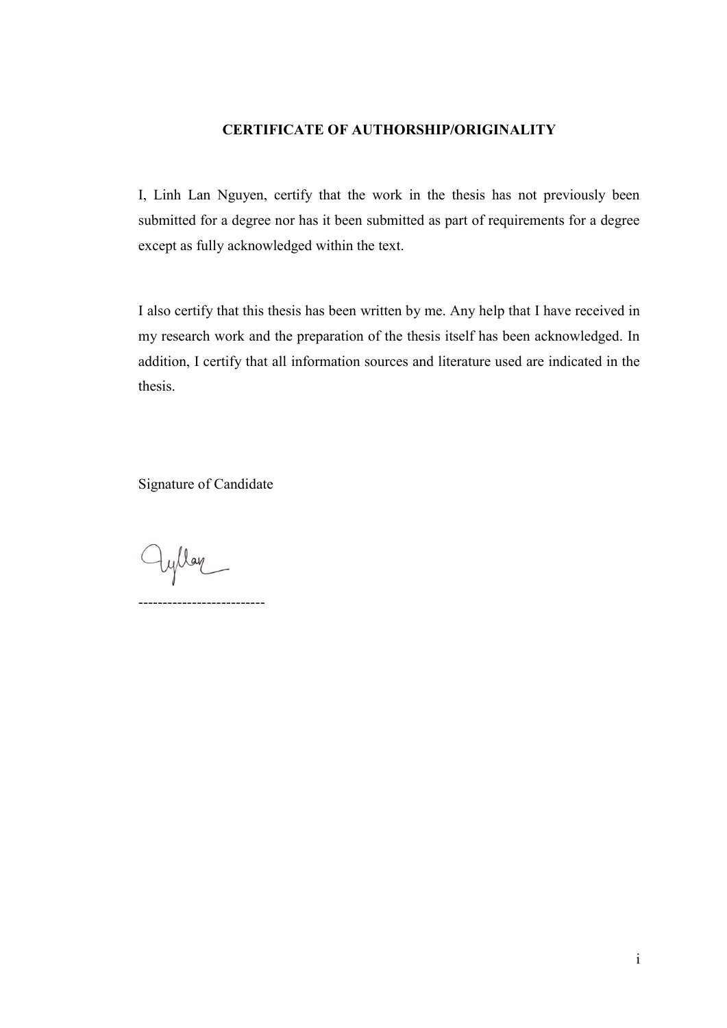**CERTIFICATE OF AUTHORSHIP/ORIGINALITY**

I, Linh Lan Nguyen, certify that the work in the thesis has not previously been submitted for a degree nor has it been submitted as part of requirements for a degree except as fully acknowledged within the text.

I also certify that this thesis has been written by me. Any help that I have received in my research work and the preparation of the thesis itself has been acknowledged. In addition, I certify that all information sources and literature used are indicated in the thesis.

Signature of Candidate

-------------------------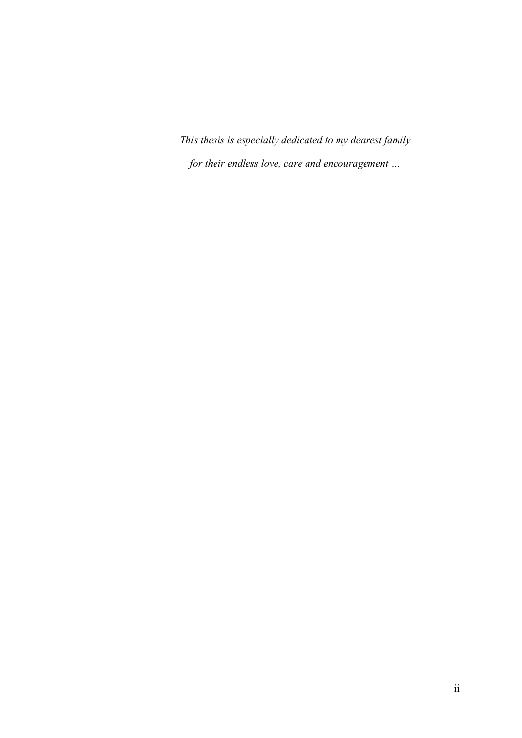*This thesis is especially dedicated to my dearest family*

*for their endless love, care and encouragement …*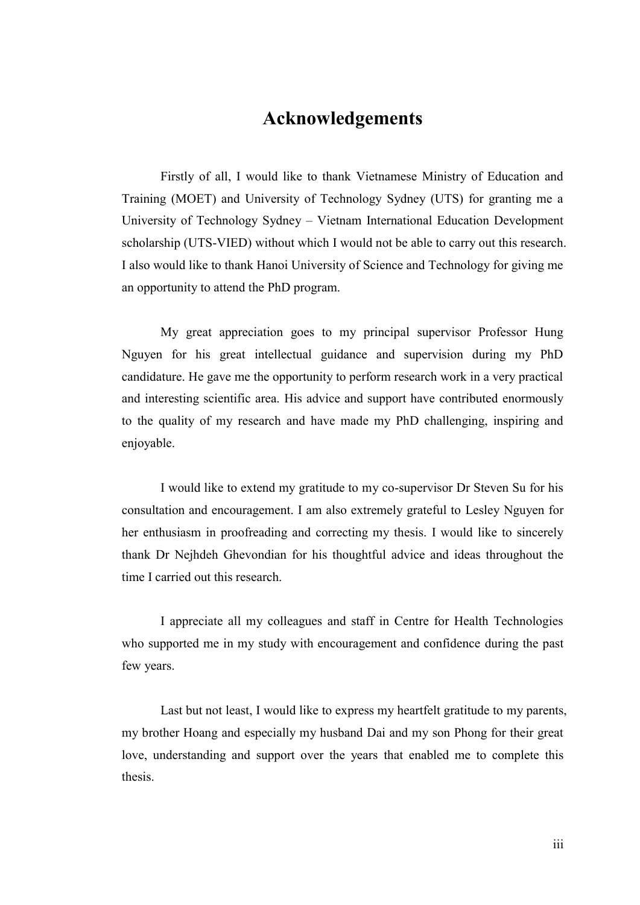# Acknowledgements

Firstly of all, I would like to thank Vietnamese Ministry of Education and Training (MOET) and University of Technology Sydney (UTS) for granting me a University of Technology Sydney – Vietnam International Education Development scholarship (UTS-VIED) without which I would not be able to carry out this research. I also would like to thank Hanoi University of Science and Technology for giving me an opportunity to attend the PhD program.

My great appreciation goes to my principal supervisor Professor Hung Nguyen for his great intellectual guidance and supervision during my PhD candidature. He gave me the opportunity to perform research work in a very practical and interesting scientific area. His advice and support have contributed enormously to the quality of my research and have made my PhD challenging, inspiring and enjoyable.

I would like to extend my gratitude to my co-supervisor Dr Steven Su for his consultation and encouragement. I am also extremely grateful to Lesley Nguyen for her enthusiasm in proofreading and correcting my thesis. I would like to sincerely thank Dr Nejhdeh Ghevondian for his thoughtful advice and ideas throughout the time I carried out this research.

I appreciate all my colleagues and staff in Centre for Health Technologies who supported me in my study with encouragement and confidence during the past few years.

Last but not least, I would like to express my heartfelt gratitude to my parents, my brother Hoang and especially my husband Dai and my son Phong for their great love, understanding and support over the years that enabled me to complete this thesis.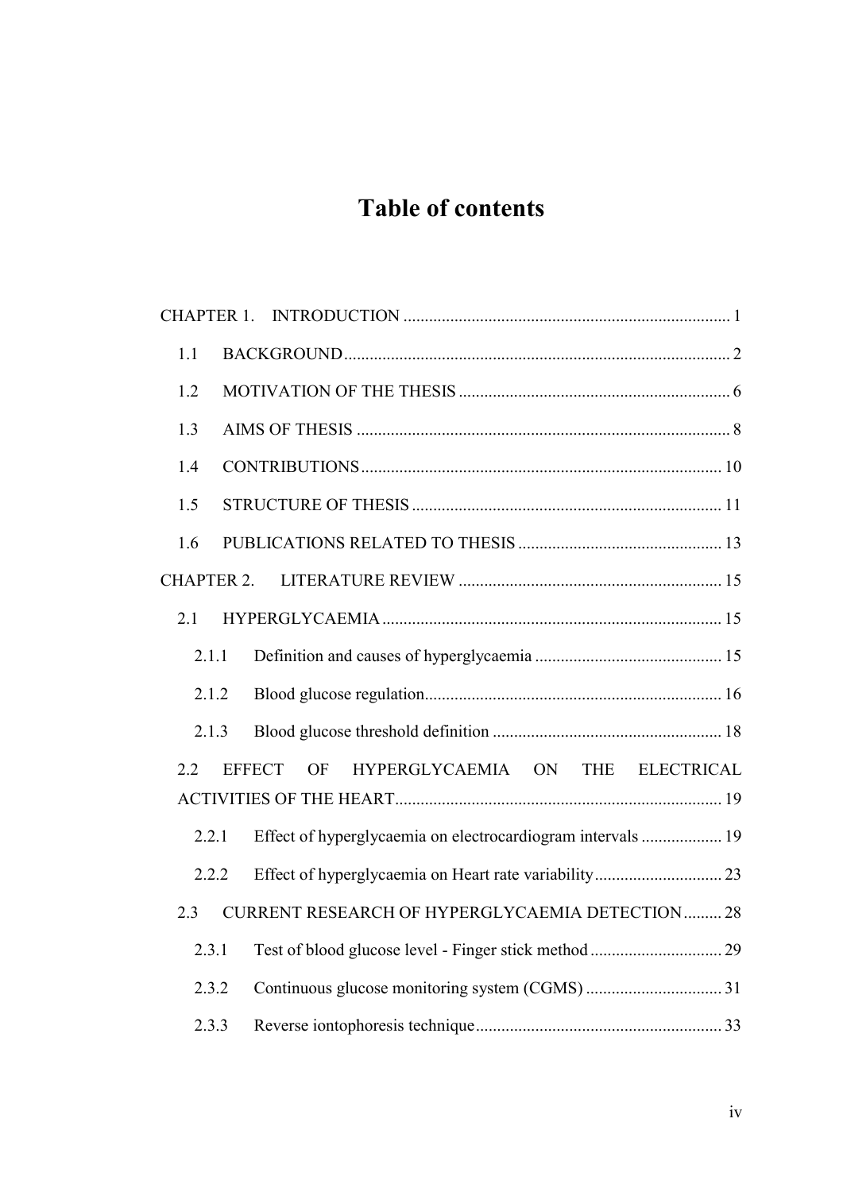# Table of contents

CHAPTER 1. INTRODUCTION ........................................................................... 1

1.1 BACKGROUND ........................................................................................ 2

1.2 MOTIVATION OF THE THESIS ............................................................... 6

1.3 AIMS OF THESIS ....................................................................................... 8

1.4 CONTRIBUTIONS ..................................................................................... 10

1.5 STRUCTURE OF THESIS ......................................................................... 11

1.6 PUBLICATIONS RELATED TO THESIS ................................................ 13

CHAPTER 2. LITERATURE REVIEW ............................................................. 15

2.1 HYPERGLYCAEMIA ................................................................................ 15

2.1.1 Definition and causes of hyperglycaemia ............................................ 15

2.1.2 Blood glucose regulation ...................................................................... 16

2.1.3 Blood glucose threshold definition ...................................................... 18

2.2 EFFECT OF HYPERGLYCAEMIA ON THE ELECTRICAL ACTIVITIES OF THE HEART ............................................................................. 19

2.2.1 Effect of hyperglycaemia on electrocardiogram intervals ................... 19

2.2.2 Effect of hyperglycaemia on Heart rate variability .............................. 23

2.3 CURRENT RESEARCH OF HYPERGLYCAEMIA DETECTION ......... 28

2.3.1 Test of blood glucose level - Finger stick method ............................... 29

2.3.2 Continuous glucose monitoring system (CGMS) ................................ 31

2.3.3 Reverse iontophoresis technique .......................................................... 33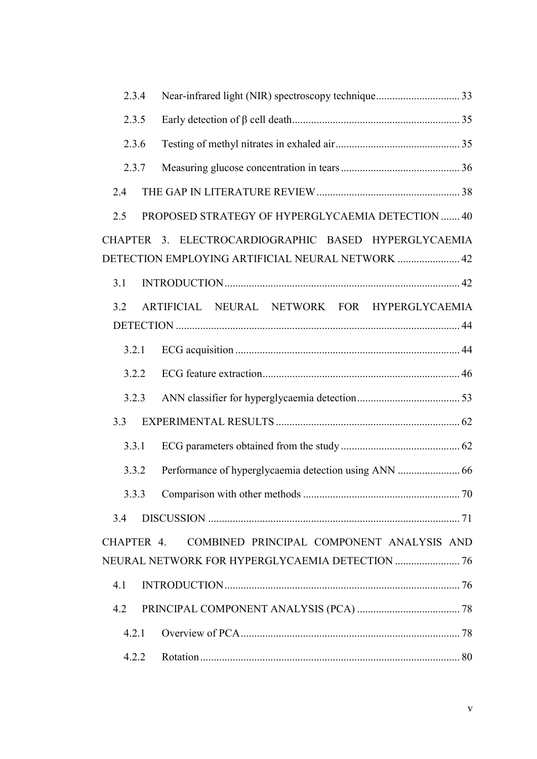2.3.4 Near-infrared light (NIR) spectroscopy technique .............................. 33

2.3.5 Early detection of β cell death ............................................................. 35

2.3.6 Testing of methyl nitrates in exhaled air ............................................. 35

2.3.7 Measuring glucose concentration in tears ............................................ 36

2.4 THE GAP IN LITERATURE REVIEW ..................................................... 38

2.5 PROPOSED STRATEGY OF HYPERGLYCAEMIA DETECTION ....... 40

CHAPTER 3. ELECTROCARDIOGRAPHIC BASED HYPERGLYCAEMIA DETECTION EMPLOYING ARTIFICIAL NEURAL NETWORK ....................... 42

3.1 INTRODUCTION ....................................................................................... 42

3.2 ARTIFICIAL NEURAL NETWORK FOR HYPERGLYCAEMIA DETECTION ......................................................................................................... 44

3.2.1 ECG acquisition ................................................................................... 44

3.2.2 ECG feature extraction ......................................................................... 46

3.2.3 ANN classifier for hyperglycaemia detection ...................................... 53

3.3 EXPERIMENTAL RESULTS .................................................................... 62

3.3.1 ECG parameters obtained from the study ............................................ 62

3.3.2 Performance of hyperglycaemia detection using ANN ....................... 66

3.3.3 Comparison with other methods .......................................................... 70

3.4 DISCUSSION ............................................................................................. 71

CHAPTER 4. COMBINED PRINCIPAL COMPONENT ANALYSIS AND NEURAL NETWORK FOR HYPERGLYCAEMIA DETECTION ........................ 76

4.1 INTRODUCTION ....................................................................................... 76

4.2 PRINCIPAL COMPONENT ANALYSIS (PCA) ...................................... 78

4.2.1 Overview of PCA ................................................................................. 78

4.2.2 Rotation ................................................................................................ 80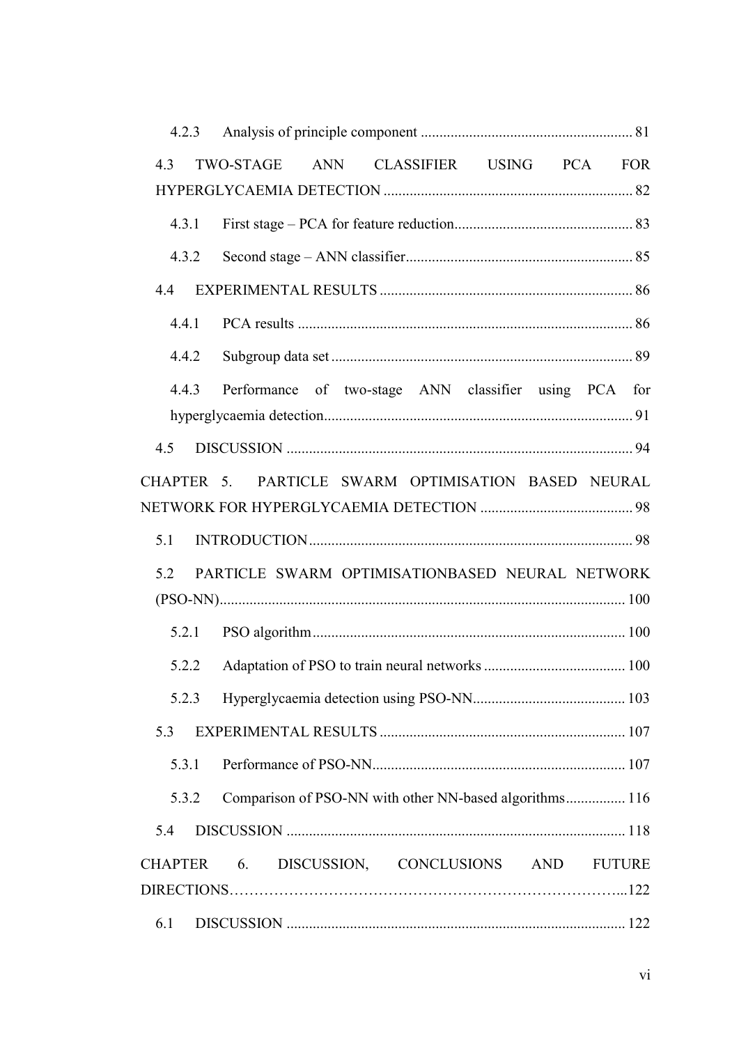4.2.3 Analysis of principle component ........................................................ 81

4.3 TWO-STAGE ANN CLASSIFIER USING PCA FOR HYPERGLYCAEMIA DETECTION ................................................................. 82

4.3.1 First stage – PCA for feature reduction................................................ 83

4.3.2 Second stage – ANN classifier............................................................ 85

4.4 EXPERIMENTAL RESULTS .................................................................. 86

4.4.1 PCA results ........................................................................................ 86

4.4.2 Subgroup data set ............................................................................... 89

4.4.3 Performance of two-stage ANN classifier using PCA for hyperglycaemia detection.................................................................................. 91

4.5 DISCUSSION ............................................................................................ 94

CHAPTER 5. PARTICLE SWARM OPTIMISATION BASED NEURAL NETWORK FOR HYPERGLYCAEMIA DETECTION ......................................... 98

5.1 INTRODUCTION...................................................................................... 98

5.2 PARTICLE SWARM OPTIMISATIONBASED NEURAL NETWORK (PSO-NN)........................................................................................................... 100

5.2.1 PSO algorithm................................................................................... 100

5.2.2 Adaptation of PSO to train neural networks ...................................... 100

5.2.3 Hyperglycaemia detection using PSO-NN......................................... 103

5.3 EXPERIMENTAL RESULTS ................................................................. 107

5.3.1 Performance of PSO-NN................................................................... 107

5.3.2 Comparison of PSO-NN with other NN-based algorithms................ 116

5.4 DISCUSSION .......................................................................................... 118

CHAPTER 6. DISCUSSION, CONCLUSIONS AND FUTURE DIRECTIONS……………………………………………………………………...122

6.1 DISCUSSION .......................................................................................... 122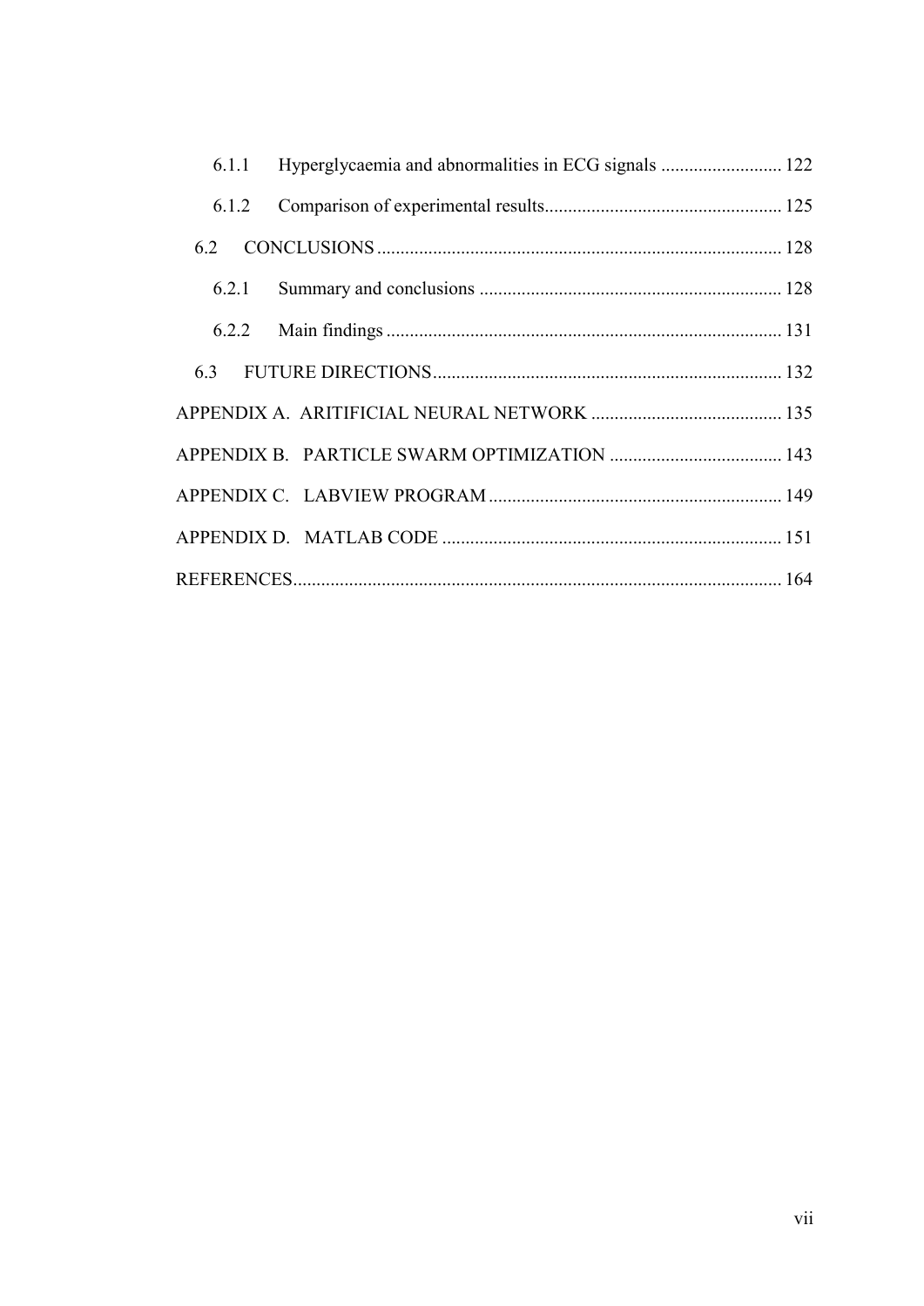6.1.1 Hyperglycaemia and abnormalities in ECG signals .......................... 122

6.1.2 Comparison of experimental results................................................... 125

6.2 CONCLUSIONS ...................................................................................... 128

6.2.1 Summary and conclusions ................................................................. 128

6.2.2 Main findings ..................................................................................... 131

6.3 FUTURE DIRECTIONS........................................................................... 132

APPENDIX A. ARITIFICIAL NEURAL NETWORK ......................................... 135

APPENDIX B. PARTICLE SWARM OPTIMIZATION ..................................... 143

APPENDIX C. LABVIEW PROGRAM ............................................................... 149

APPENDIX D. MATLAB CODE ......................................................................... 151

REFERENCES......................................................................................................... 164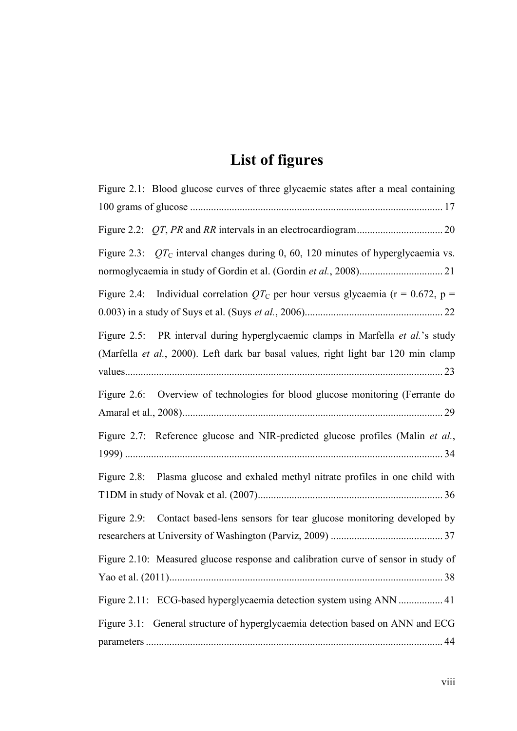# List of figures

Figure 2.1: Blood glucose curves of three glycaemic states after a meal containing 100 grams of glucose ........ 17

Figure 2.2: *QT*, *PR* and *RR* intervals in an electrocardiogram ........ 20

Figure 2.3: $QT_C$ interval changes during 0, 60, 120 minutes of hyperglycaemia vs. normoglycaemia in study of Gordin et al. (Gordin *et al.*, 2008) ........ 21

Figure 2.4: Individual correlation $QT_C$ per hour versus glycaemia ($r = 0.672$, $p = 0.003$) in a study of Suys et al. (Suys *et al.*, 2006) ........ 22

Figure 2.5: PR interval during hyperglycaemic clamps in Marfella *et al.*'s study (Marfella *et al.*, 2000). Left dark bar basal values, right light bar 120 min clamp values ........ 23

Figure 2.6: Overview of technologies for blood glucose monitoring (Ferrante do Amaral et al., 2008) ........ 29

Figure 2.7: Reference glucose and NIR-predicted glucose profiles (Malin *et al.*, 1999) ........ 34

Figure 2.8: Plasma glucose and exhaled methyl nitrate profiles in one child with T1DM in study of Novak et al. (2007) ........ 36

Figure 2.9: Contact based-lens sensors for tear glucose monitoring developed by researchers at University of Washington (Parviz, 2009) ........ 37

Figure 2.10: Measured glucose response and calibration curve of sensor in study of Yao et al. (2011) ........ 38

Figure 2.11: ECG-based hyperglycaemia detection system using ANN ........ 41

Figure 3.1: General structure of hyperglycaemia detection based on ANN and ECG parameters ........ 44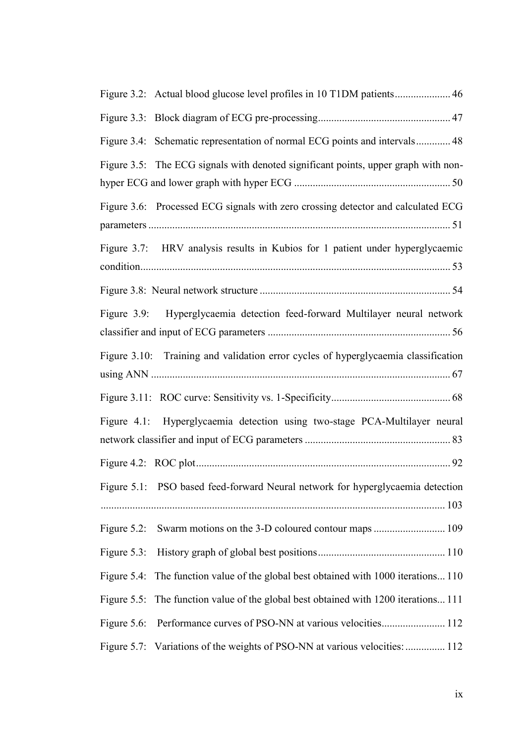Figure 3.2: Actual blood glucose level profiles in 10 T1DM patients ..................... 46

Figure 3.3: Block diagram of ECG pre-processing ................................................. 47

Figure 3.4: Schematic representation of normal ECG points and intervals ............. 48

Figure 3.5: The ECG signals with denoted significant points, upper graph with non-hyper ECG and lower graph with hyper ECG .......................................................... 50

Figure 3.6: Processed ECG signals with zero crossing detector and calculated ECG parameters ................................................................................................................ 51

Figure 3.7: HRV analysis results in Kubios for 1 patient under hyperglycaemic condition .................................................................................................................... 53

Figure 3.8: Neural network structure ....................................................................... 54

Figure 3.9: Hyperglycaemia detection feed-forward Multilayer neural network classifier and input of ECG parameters .................................................................... 56

Figure 3.10: Training and validation error cycles of hyperglycaemia classification using ANN ................................................................................................................ 67

Figure 3.11: ROC curve: Sensitivity vs. 1-Specificity ............................................. 68

Figure 4.1: Hyperglycaemia detection using two-stage PCA-Multilayer neural network classifier and input of ECG parameters ...................................................... 83

Figure 4.2: ROC plot ............................................................................................... 92

Figure 5.1: PSO based feed-forward Neural network for hyperglycaemia detection ................................................................................................................................ 103

Figure 5.2: Swarm motions on the 3-D coloured contour maps ........................... 109

Figure 5.3: History graph of global best positions ................................................ 110

Figure 5.4: The function value of the global best obtained with 1000 iterations ... 110

Figure 5.5: The function value of the global best obtained with 1200 iterations ... 111

Figure 5.6: Performance curves of PSO-NN at various velocities ........................ 112

Figure 5.7: Variations of the weights of PSO-NN at various velocities: ............... 112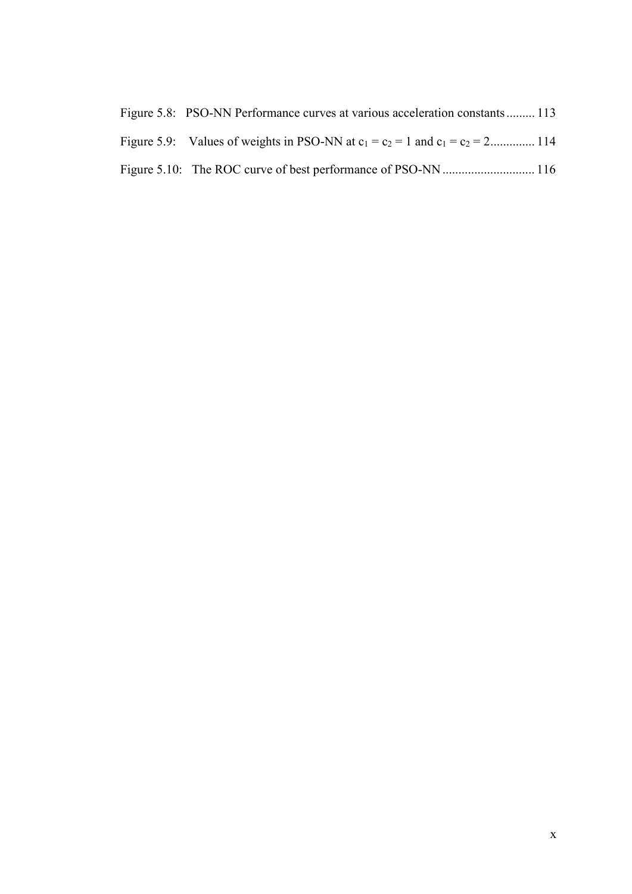Figure 5.8: PSO-NN Performance curves at various acceleration constants ......... 113

Figure 5.9: Values of weights in PSO-NN at $c_1 = c_2 = 1$ and $c_1 = c_2 = 2$.............. 114

Figure 5.10: The ROC curve of best performance of PSO-NN ............................ 116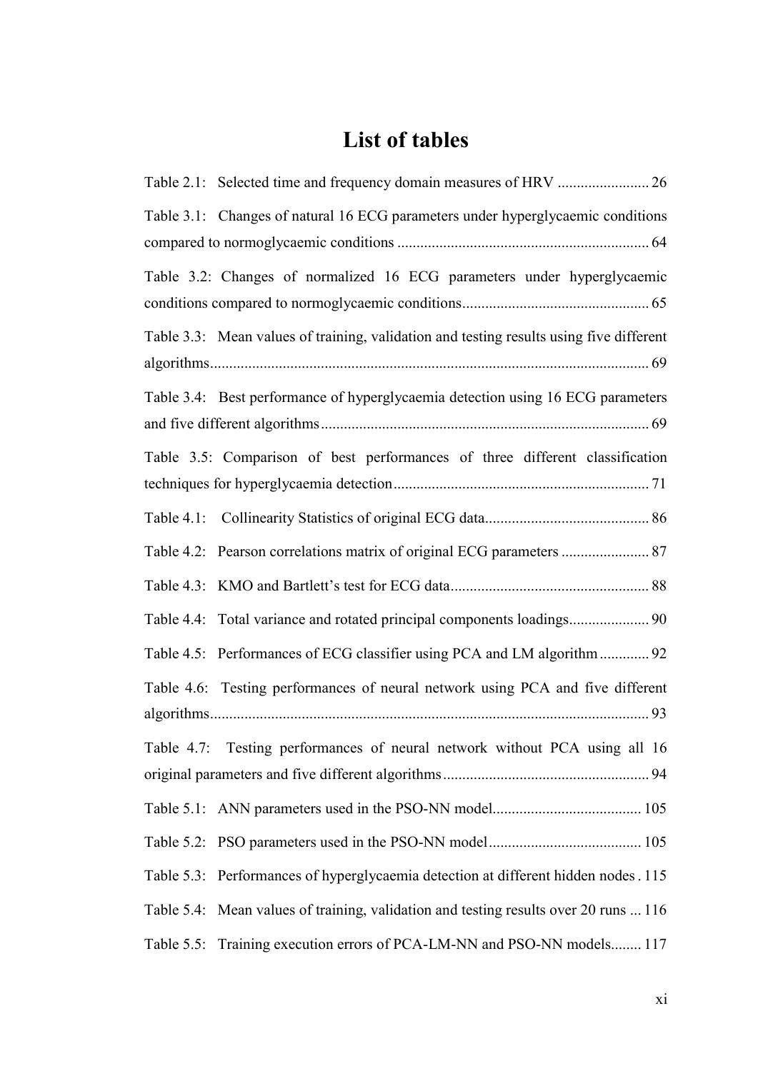# List of tables

Table 2.1: Selected time and frequency domain measures of HRV ........................ 26

Table 3.1: Changes of natural 16 ECG parameters under hyperglycaemic conditions compared to normoglycaemic conditions ................................................................. 64

Table 3.2: Changes of normalized 16 ECG parameters under hyperglycaemic conditions compared to normoglycaemic conditions................................................. 65

Table 3.3: Mean values of training, validation and testing results using five different algorithms.................................................................................................................. 69

Table 3.4: Best performance of hyperglycaemia detection using 16 ECG parameters and five different algorithms...................................................................................... 69

Table 3.5: Comparison of best performances of three different classification techniques for hyperglycaemia detection................................................................... 71

Table 4.1: Collinearity Statistics of original ECG data........................................... 86

Table 4.2: Pearson correlations matrix of original ECG parameters ....................... 87

Table 4.3: KMO and Bartlett's test for ECG data.................................................... 88

Table 4.4: Total variance and rotated principal components loadings..................... 90

Table 4.5: Performances of ECG classifier using PCA and LM algorithm ............. 92

Table 4.6: Testing performances of neural network using PCA and five different algorithms.................................................................................................................. 93

Table 4.7: Testing performances of neural network without PCA using all 16 original parameters and five different algorithms...................................................... 94

Table 5.1: ANN parameters used in the PSO-NN model....................................... 105

Table 5.2: PSO parameters used in the PSO-NN model........................................ 105

Table 5.3: Performances of hyperglycaemia detection at different hidden nodes . 115

Table 5.4: Mean values of training, validation and testing results over 20 runs ... 116

Table 5.5: Training execution errors of PCA-LM-NN and PSO-NN models........ 117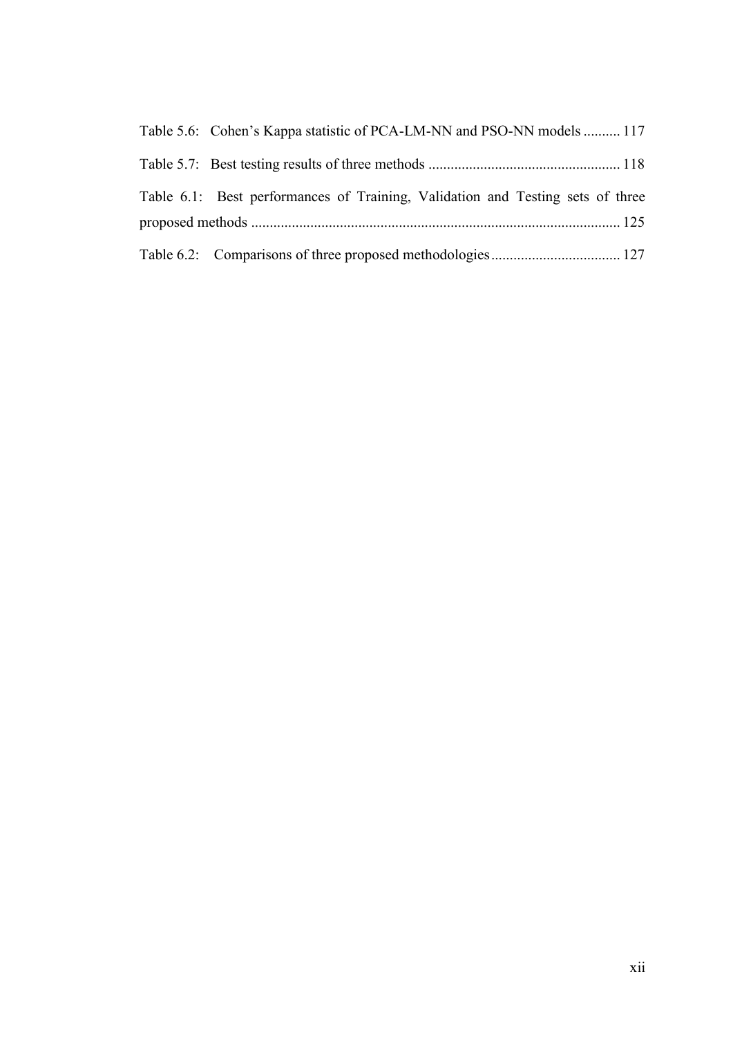Table 5.6: Cohen's Kappa statistic of PCA-LM-NN and PSO-NN models .......... 117

Table 5.7: Best testing results of three methods .................................................... 118

Table 6.1: Best performances of Training, Validation and Testing sets of three proposed methods .................................................................................................... 125

Table 6.2: Comparisons of three proposed methodologies ................................... 127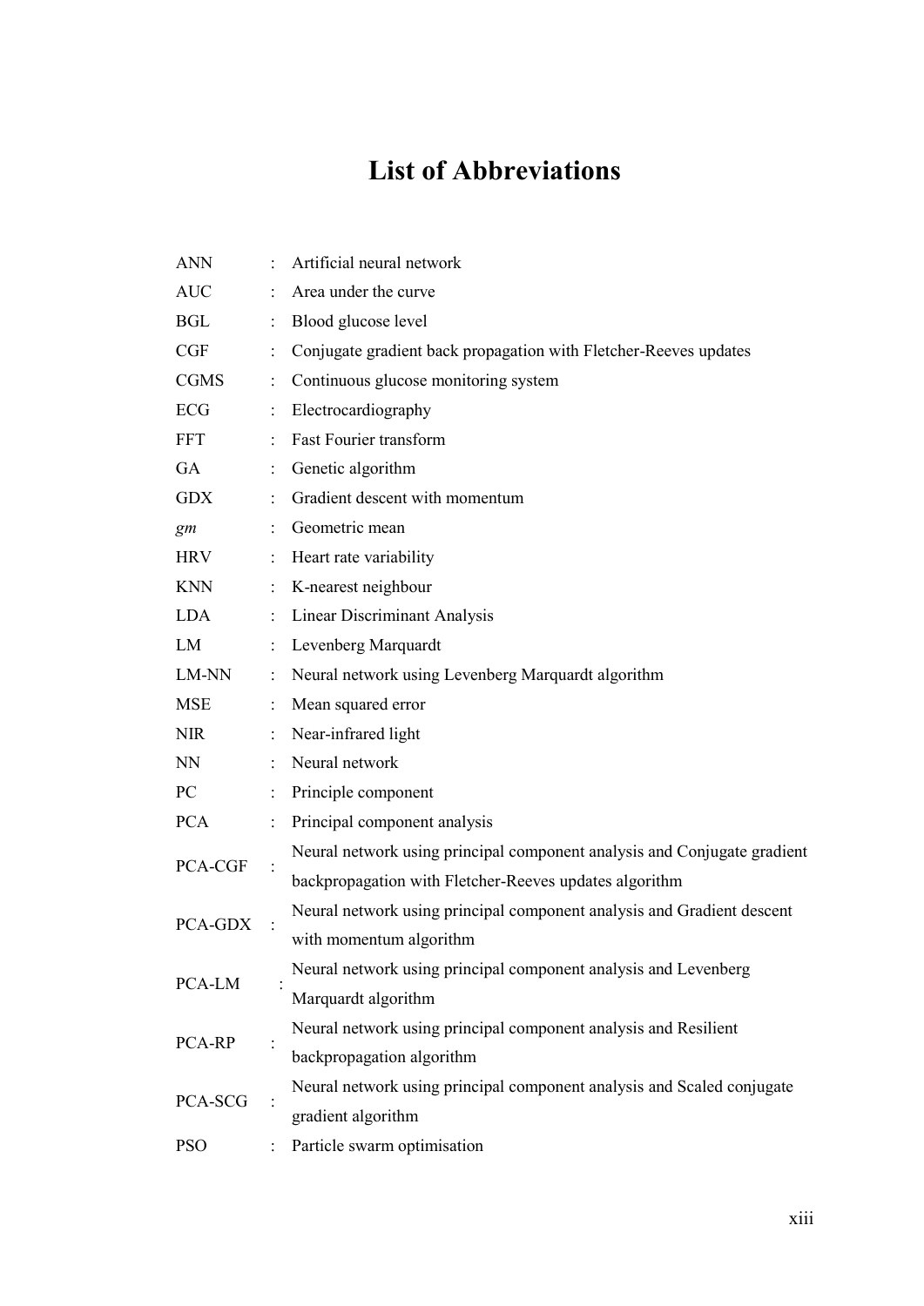# List of Abbreviations

| | | |
|---|---|---|
| ANN | : | Artificial neural network |
| AUC | : | Area under the curve |
| BGL | : | Blood glucose level |
| CGF | : | Conjugate gradient back propagation with Fletcher-Reeves updates |
| CGMS | : | Continuous glucose monitoring system |
| ECG | : | Electrocardiography |
| FFT | : | Fast Fourier transform |
| GA | : | Genetic algorithm |
| GDX | : | Gradient descent with momentum |
| *gm* | : | Geometric mean |
| HRV | : | Heart rate variability |
| KNN | : | K-nearest neighbour |
| LDA | : | Linear Discriminant Analysis |
| LM | : | Levenberg Marquardt |
| LM-NN | : | Neural network using Levenberg Marquardt algorithm |
| MSE | : | Mean squared error |
| NIR | : | Near-infrared light |
| NN | : | Neural network |
| PC | : | Principle component |
| PCA | : | Principal component analysis |
| PCA-CGF | : | Neural network using principal component analysis and Conjugate gradient backpropagation with Fletcher-Reeves updates algorithm |
| PCA-GDX | : | Neural network using principal component analysis and Gradient descent with momentum algorithm |
| PCA-LM | : | Neural network using principal component analysis and Levenberg Marquardt algorithm |
| PCA-RP | : | Neural network using principal component analysis and Resilient backpropagation algorithm |
| PCA-SCG | : | Neural network using principal component analysis and Scaled conjugate gradient algorithm |
| PSO | : | Particle swarm optimisation |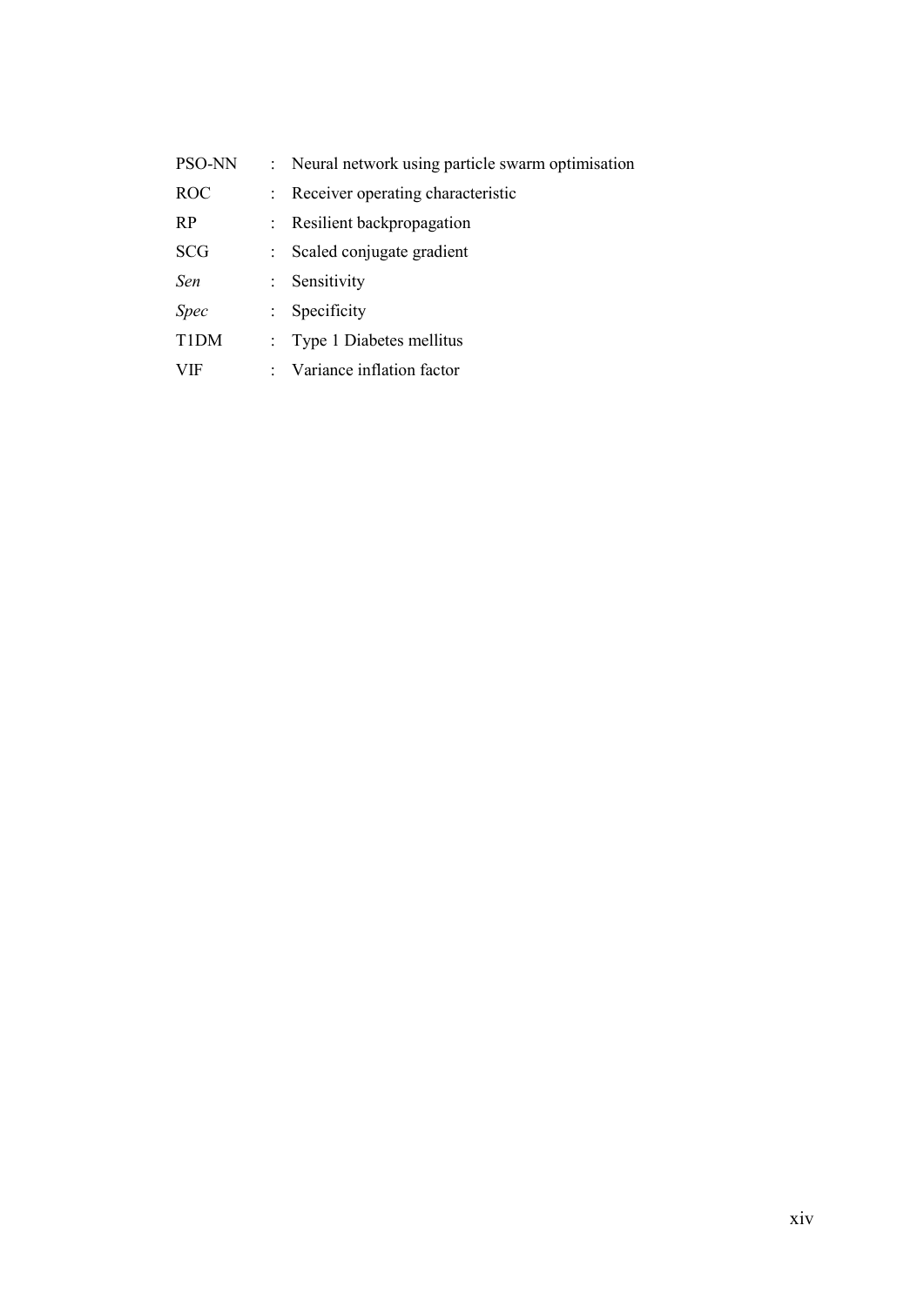| | | |
|---|---|---|
| PSO-NN | : | Neural network using particle swarm optimisation |
| ROC | : | Receiver operating characteristic |
| RP | : | Resilient backpropagation |
| SCG | : | Scaled conjugate gradient |
| *Sen* | : | Sensitivity |
| *Spec* | : | Specificity |
| T1DM | : | Type 1 Diabetes mellitus |
| VIF | : | Variance inflation factor |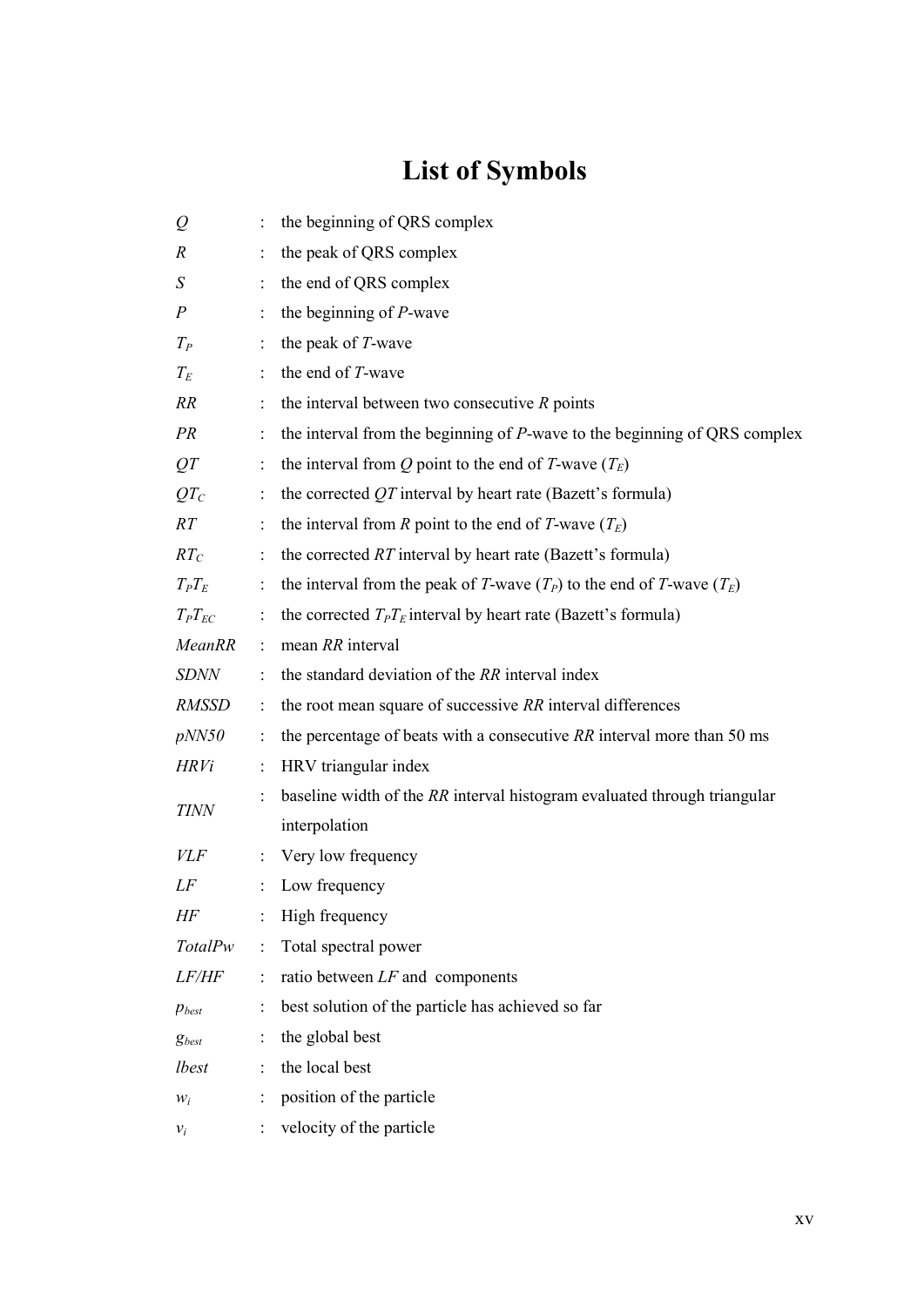# List of Symbols

| | | |
|---|---|---|
| $Q$ | : | the beginning of QRS complex |
| $R$ | : | the peak of QRS complex |
| $S$ | : | the end of QRS complex |
| $P$ | : | the beginning of $P$-wave |
| $T_P$ | : | the peak of $T$-wave |
| $T_E$ | : | the end of $T$-wave |
| $RR$ | : | the interval between two consecutive $R$ points |
| $PR$ | : | the interval from the beginning of $P$-wave to the beginning of QRS complex |
| $QT$ | : | the interval from $Q$ point to the end of $T$-wave ($T_E$) |
| $QT_C$ | : | the corrected $QT$ interval by heart rate (Bazett's formula) |
| $RT$ | : | the interval from $R$ point to the end of $T$-wave ($T_E$) |
| $RT_C$ | : | the corrected $RT$ interval by heart rate (Bazett's formula) |
| $T_PT_E$ | : | the interval from the peak of $T$-wave ($T_P$) to the end of $T$-wave ($T_E$) |
| $T_PT_{EC}$ | : | the corrected $T_PT_E$ interval by heart rate (Bazett's formula) |
| *MeanRR* | : | mean $RR$ interval |
| *SDNN* | : | the standard deviation of the $RR$ interval index |
| *RMSSD* | : | the root mean square of successive $RR$ interval differences |
| *pNN50* | : | the percentage of beats with a consecutive $RR$ interval more than 50 ms |
| *HRVi* | : | HRV triangular index |
| *TINN* | : | baseline width of the $RR$ interval histogram evaluated through triangular interpolation |
| *VLF* | : | Very low frequency |
| *LF* | : | Low frequency |
| *HF* | : | High frequency |
| *TotalPw* | : | Total spectral power |
| *LF/HF* | : | ratio between *LF* and components |
| $p_{best}$ | : | best solution of the particle has achieved so far |
| $g_{best}$ | : | the global best |
| *lbest* | : | the local best |
| $w_i$ | : | position of the particle |
| $v_i$ | : | velocity of the particle |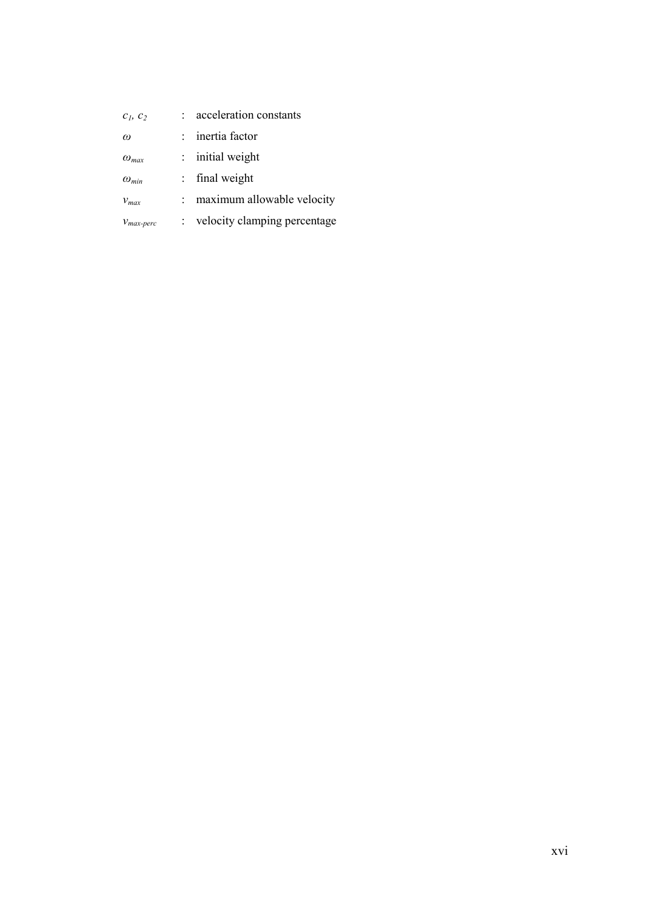| | | |
|---|---|---|
| $c_1$, $c_2$ | : | acceleration constants |
| $\omega$ | : | inertia factor |
| $\omega_{max}$ | : | initial weight |
| $\omega_{min}$ | : | final weight |
| $v_{max}$ | : | maximum allowable velocity |
| $v_{max\text{-}perc}$ | : | velocity clamping percentage |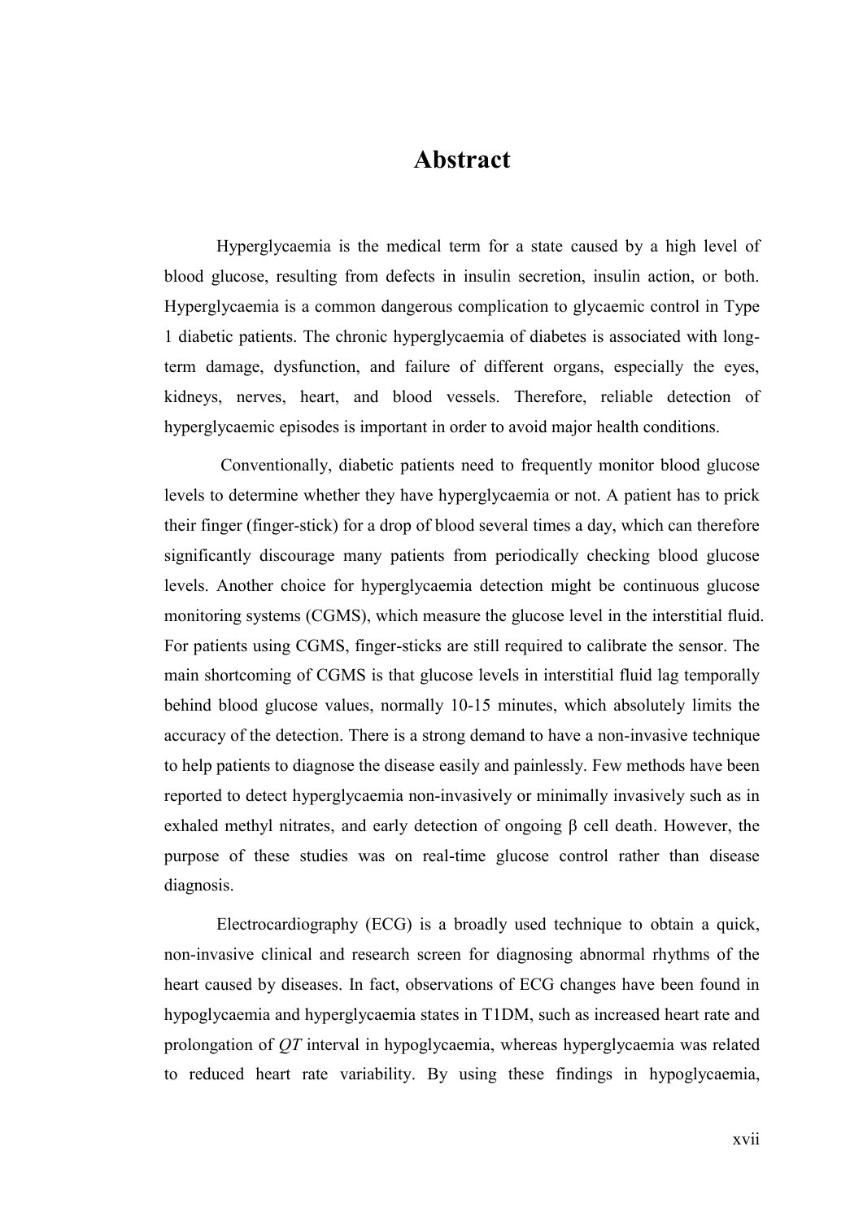# Abstract

Hyperglycaemia is the medical term for a state caused by a high level of blood glucose, resulting from defects in insulin secretion, insulin action, or both. Hyperglycaemia is a common dangerous complication to glycaemic control in Type 1 diabetic patients. The chronic hyperglycaemia of diabetes is associated with long-term damage, dysfunction, and failure of different organs, especially the eyes, kidneys, nerves, heart, and blood vessels. Therefore, reliable detection of hyperglycaemic episodes is important in order to avoid major health conditions.

Conventionally, diabetic patients need to frequently monitor blood glucose levels to determine whether they have hyperglycaemia or not. A patient has to prick their finger (finger-stick) for a drop of blood several times a day, which can therefore significantly discourage many patients from periodically checking blood glucose levels. Another choice for hyperglycaemia detection might be continuous glucose monitoring systems (CGMS), which measure the glucose level in the interstitial fluid. For patients using CGMS, finger-sticks are still required to calibrate the sensor. The main shortcoming of CGMS is that glucose levels in interstitial fluid lag temporally behind blood glucose values, normally 10-15 minutes, which absolutely limits the accuracy of the detection. There is a strong demand to have a non-invasive technique to help patients to diagnose the disease easily and painlessly. Few methods have been reported to detect hyperglycaemia non-invasively or minimally invasively such as in exhaled methyl nitrates, and early detection of ongoing β cell death. However, the purpose of these studies was on real-time glucose control rather than disease diagnosis.

Electrocardiography (ECG) is a broadly used technique to obtain a quick, non-invasive clinical and research screen for diagnosing abnormal rhythms of the heart caused by diseases. In fact, observations of ECG changes have been found in hypoglycaemia and hyperglycaemia states in T1DM, such as increased heart rate and prolongation of *QT* interval in hypoglycaemia, whereas hyperglycaemia was related to reduced heart rate variability. By using these findings in hypoglycaemia,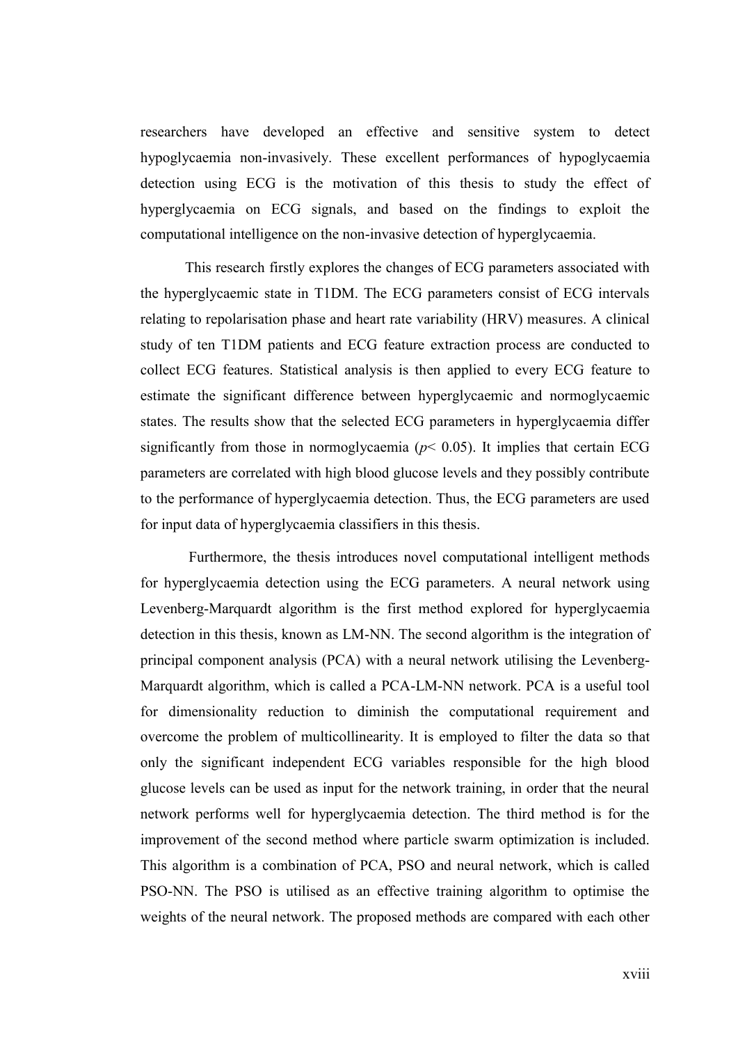researchers have developed an effective and sensitive system to detect hypoglycaemia non-invasively. These excellent performances of hypoglycaemia detection using ECG is the motivation of this thesis to study the effect of hyperglycaemia on ECG signals, and based on the findings to exploit the computational intelligence on the non-invasive detection of hyperglycaemia.

This research firstly explores the changes of ECG parameters associated with the hyperglycaemic state in T1DM. The ECG parameters consist of ECG intervals relating to repolarisation phase and heart rate variability (HRV) measures. A clinical study of ten T1DM patients and ECG feature extraction process are conducted to collect ECG features. Statistical analysis is then applied to every ECG feature to estimate the significant difference between hyperglycaemic and normoglycaemic states. The results show that the selected ECG parameters in hyperglycaemia differ significantly from those in normoglycaemia ($p < 0.05$). It implies that certain ECG parameters are correlated with high blood glucose levels and they possibly contribute to the performance of hyperglycaemia detection. Thus, the ECG parameters are used for input data of hyperglycaemia classifiers in this thesis.

Furthermore, the thesis introduces novel computational intelligent methods for hyperglycaemia detection using the ECG parameters. A neural network using Levenberg-Marquardt algorithm is the first method explored for hyperglycaemia detection in this thesis, known as LM-NN. The second algorithm is the integration of principal component analysis (PCA) with a neural network utilising the Levenberg-Marquardt algorithm, which is called a PCA-LM-NN network. PCA is a useful tool for dimensionality reduction to diminish the computational requirement and overcome the problem of multicollinearity. It is employed to filter the data so that only the significant independent ECG variables responsible for the high blood glucose levels can be used as input for the network training, in order that the neural network performs well for hyperglycaemia detection. The third method is for the improvement of the second method where particle swarm optimization is included. This algorithm is a combination of PCA, PSO and neural network, which is called PSO-NN. The PSO is utilised as an effective training algorithm to optimise the weights of the neural network. The proposed methods are compared with each other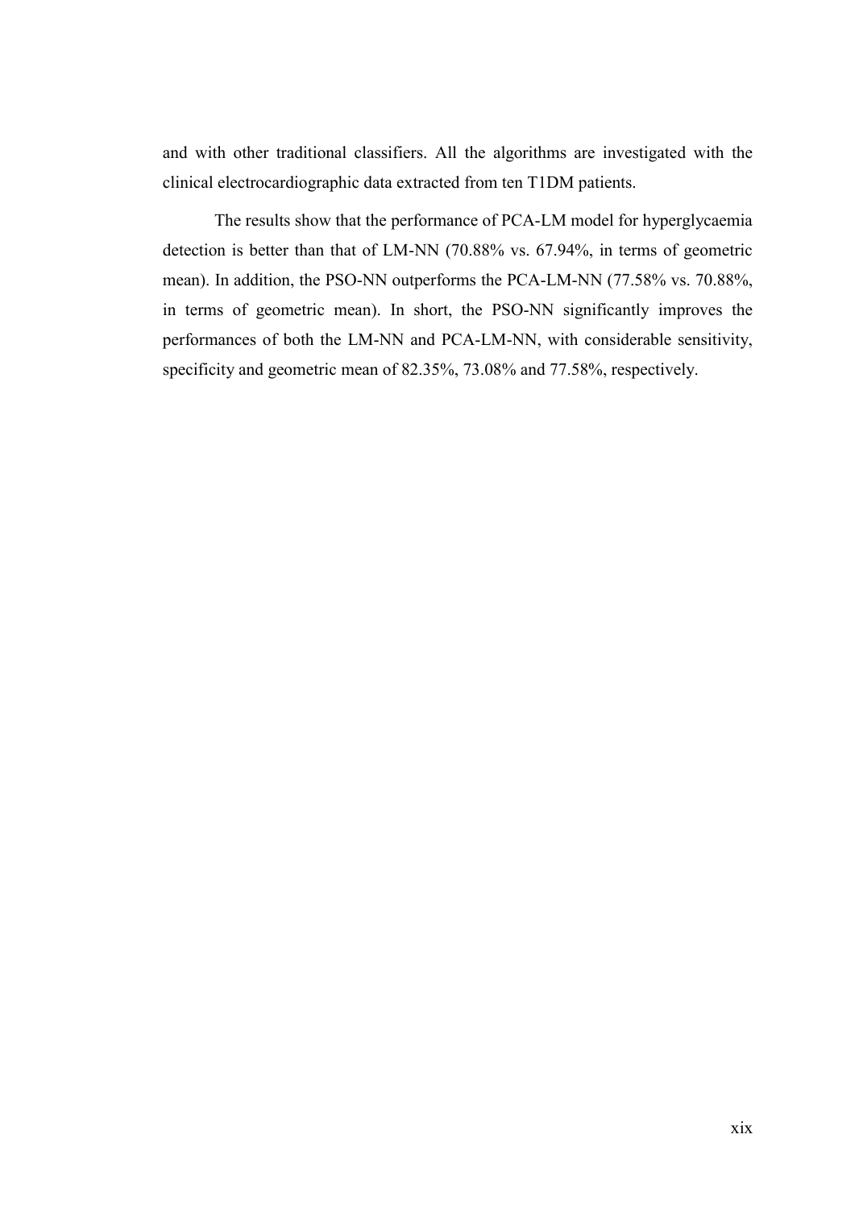and with other traditional classifiers. All the algorithms are investigated with the clinical electrocardiographic data extracted from ten T1DM patients.

The results show that the performance of PCA-LM model for hyperglycaemia detection is better than that of LM-NN (70.88% vs. 67.94%, in terms of geometric mean). In addition, the PSO-NN outperforms the PCA-LM-NN (77.58% vs. 70.88%, in terms of geometric mean). In short, the PSO-NN significantly improves the performances of both the LM-NN and PCA-LM-NN, with considerable sensitivity, specificity and geometric mean of 82.35%, 73.08% and 77.58%, respectively.